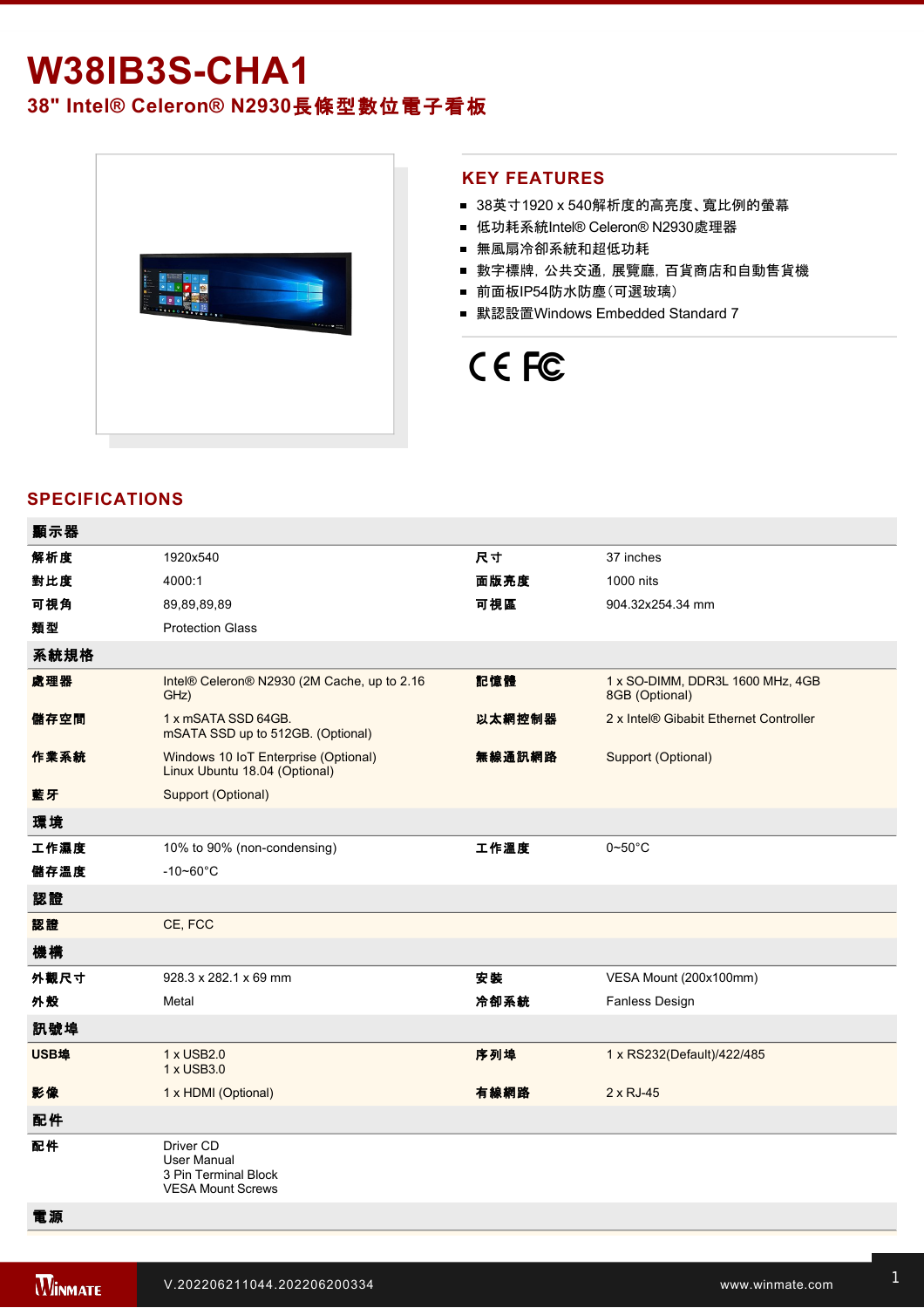# W38IB3S-CHA1

## 38" Intel® Celeron® N2930長條型數位電子看板

### KEY FEATURES

- 38英寸1920 x 540解析度的高亮度、寬比例的螢幕
- 低功耗系統Intel® Celeron® N2930處理器
- 無風扇冷卻系統和超低功耗
- 數字標牌，公共交通，展覽廳，百貨商店和自動售貨機
- 前面板IP54防水防塵（可選玻璃）
- 默認設置Windows Embedded Standard 7

## SPECIFICATIONS

| 顯示器 | | | |
|---|---|---|---|
| 解析度 | 1920x540 | 尺寸 | 37 inches |
| 對比度 | 4000:1 | 面版亮度 | 1000 nits |
| 可視角 | 89,89,89,89 | 可視區 | 904.32x254.34 mm |
| 類型 | Protection Glass | | |
| **系統規格** | | | |
| 處理器 | Intel® Celeron® N2930 (2M Cache, up to 2.16 GHz) | 記憶體 | 1 x SO-DIMM, DDR3L 1600 MHz, 4GB<br>8GB (Optional) |
| 儲存空間 | 1 x mSATA SSD 64GB.<br>mSATA SSD up to 512GB. (Optional) | 以太網控制器 | 2 x Intel® Gibabit Ethernet Controller |
| 作業系統 | Windows 10 IoT Enterprise (Optional)<br>Linux Ubuntu 18.04 (Optional) | 無線通訊網路 | Support (Optional) |
| 藍牙 | Support (Optional) | | |
| **環境** | | | |
| 工作濕度 | 10% to 90% (non-condensing) | 工作溫度 | 0~50°C |
| 儲存溫度 | -10~60°C | | |
| **認證** | | | |
| 認證 | CE, FCC | | |
| **機構** | | | |
| 外觀尺寸 | 928.3 x 282.1 x 69 mm | 安裝 | VESA Mount (200x100mm) |
| 外殼 | Metal | 冷卻系統 | Fanless Design |
| **訊號埠** | | | |
| USB埠 | 1 x USB2.0<br>1 x USB3.0 | 序列埠 | 1 x RS232(Default)/422/485 |
| 影像 | 1 x HDMI (Optional) | 有線網路 | 2 x RJ-45 |
| **配件** | | | |
| 配件 | Driver CD<br>User Manual<br>3 Pin Terminal Block<br>VESA Mount Screws | | |
| **電源** | | | |

V.202206211044.202206200334

www.winmate.com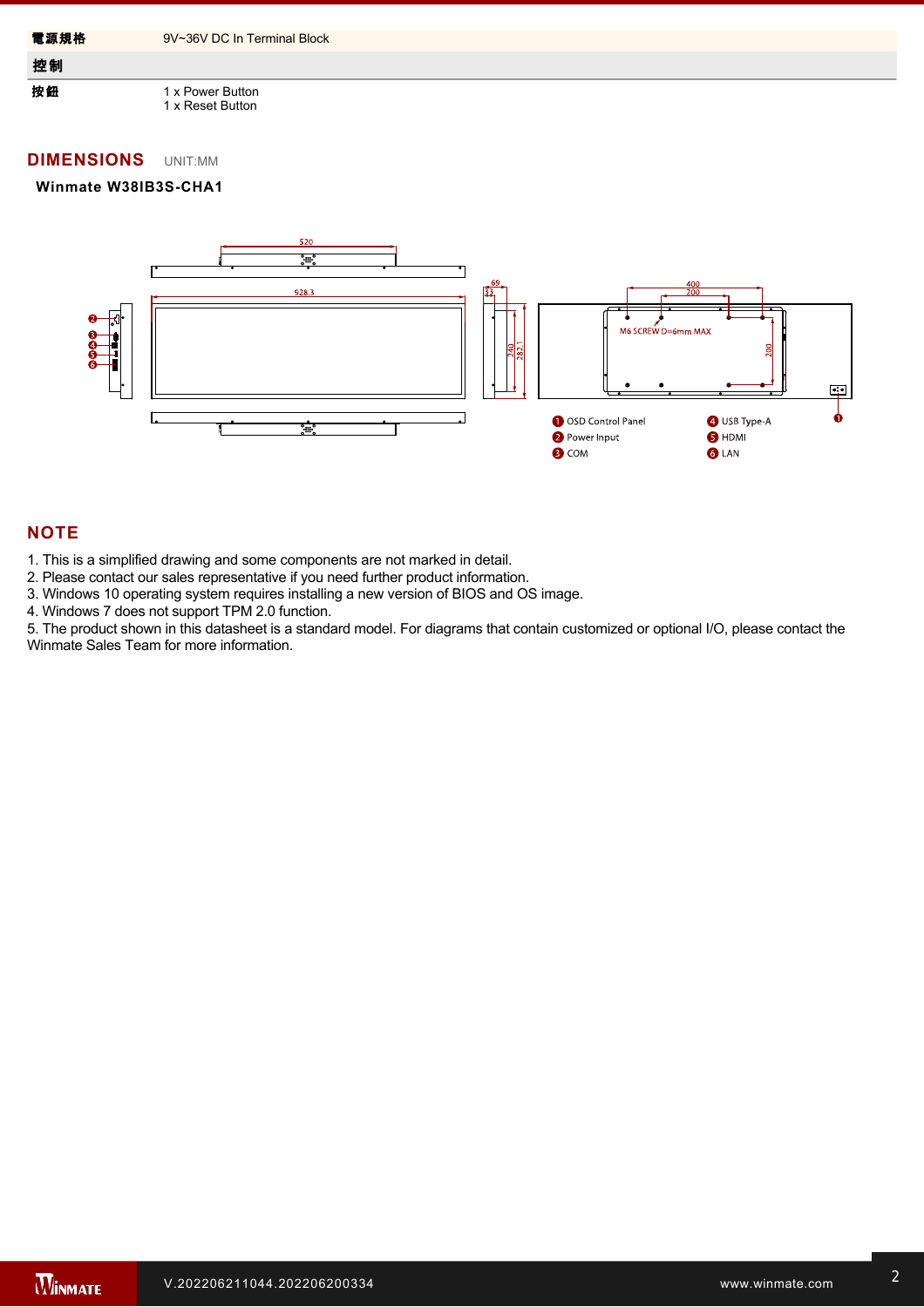| | |
|---|---|
| 電源規格 | 9V~36V DC In Terminal Block |
| **控制** | |
| 按鈕 | 1 x Power Button<br>1 x Reset Button |

## DIMENSIONS UNIT:MM

**Winmate W38IB3S-CHA1**

520
928.3
69
33
240
282.1
400
200
M6 SCREW D=6mm MAX
200

1 OSD Control Panel
2 Power Input
3 COM
4 USB Type-A
5 HDMI
6 LAN

## NOTE

1. This is a simplified drawing and some components are not marked in detail.
2. Please contact our sales representative if you need further product information.
3. Windows 10 operating system requires installing a new version of BIOS and OS image.
4. Windows 7 does not support TPM 2.0 function.
5. The product shown in this datasheet is a standard model. For diagrams that contain customized or optional I/O, please contact the Winmate Sales Team for more information.